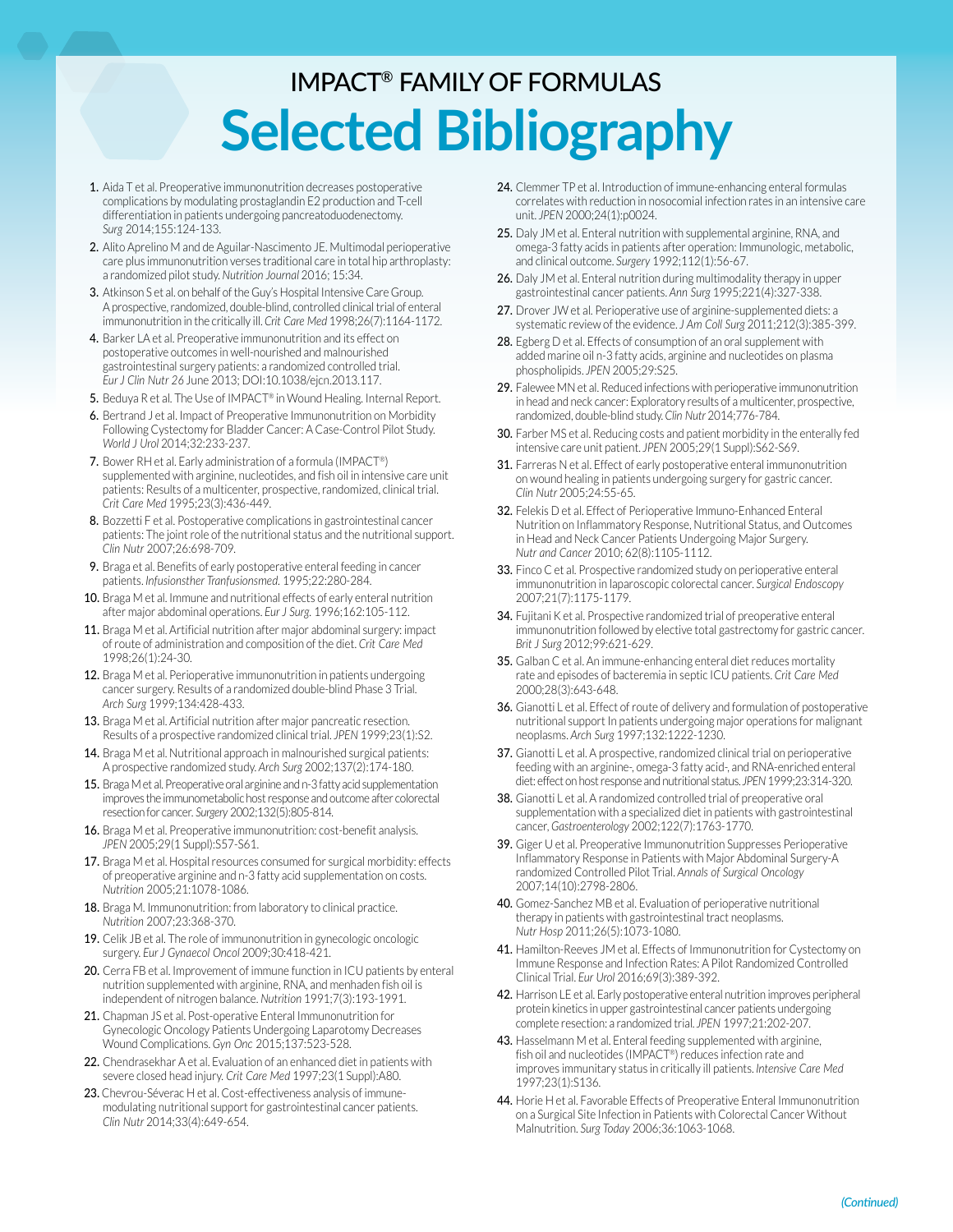# IMPACT® FAMILY OF FORMULAS

# Selected Bibliography

1. Aida T et al. Preoperative immunonutrition decreases postoperative complications by modulating prostaglandin E2 production and T-cell differentiation in patients undergoing pancreatoduodenectomy. *Surg* 2014;155:124-133.
2. Alito Aprelino M and de Aguilar-Nascimento JE. Multimodal perioperative care plus immunonutrition verses traditional care in total hip arthroplasty: a randomized pilot study. *Nutrition Journal* 2016; 15:34.
3. Atkinson S et al. on behalf of the Guy's Hospital Intensive Care Group. A prospective, randomized, double-blind, controlled clinical trial of enteral immunonutrition in the critically ill. *Crit Care Med* 1998;26(7):1164-1172.
4. Barker LA et al. Preoperative immunonutrition and its effect on postoperative outcomes in well-nourished and malnourished gastrointestinal surgery patients: a randomized controlled trial. *Eur J Clin Nutr 26* June 2013; DOI:10.1038/ejcn.2013.117.
5. Beduya R et al. The Use of IMPACT® in Wound Healing. Internal Report.
6. Bertrand J et al. Impact of Preoperative Immunonutrition on Morbidity Following Cystectomy for Bladder Cancer: A Case-Control Pilot Study. *World J Urol* 2014;32:233-237.
7. Bower RH et al. Early administration of a formula (IMPACT®) supplemented with arginine, nucleotides, and fish oil in intensive care unit patients: Results of a multicenter, prospective, randomized, clinical trial. *Crit Care Med* 1995;23(3):436-449.
8. Bozzetti F et al. Postoperative complications in gastrointestinal cancer patients: The joint role of the nutritional status and the nutritional support. *Clin Nutr* 2007;26:698-709.
9. Braga et al. Benefits of early postoperative enteral feeding in cancer patients. *Infusionsther Tranfusionsmed.* 1995;22:280-284.
10. Braga M et al. Immune and nutritional effects of early enteral nutrition after major abdominal operations. *Eur J Surg.* 1996;162:105-112.
11. Braga M et al. Artificial nutrition after major abdominal surgery: impact of route of administration and composition of the diet. *Crit Care Med* 1998;26(1):24-30.
12. Braga M et al. Perioperative immunonutrition in patients undergoing cancer surgery. Results of a randomized double-blind Phase 3 Trial. *Arch Surg* 1999;134:428-433.
13. Braga M et al. Artificial nutrition after major pancreatic resection. Results of a prospective randomized clinical trial. *JPEN* 1999;23(1):S2.
14. Braga M et al. Nutritional approach in malnourished surgical patients: A prospective randomized study. *Arch Surg* 2002;137(2):174-180.
15. Braga M et al. Preoperative oral arginine and n-3 fatty acid supplementation improves the immunometabolic host response and outcome after colorectal resection for cancer. *Surgery* 2002;132(5):805-814.
16. Braga M et al. Preoperative immunonutrition: cost-benefit analysis. *JPEN* 2005;29(1 Suppl):S57-S61.
17. Braga M et al. Hospital resources consumed for surgical morbidity: effects of preoperative arginine and n-3 fatty acid supplementation on costs. *Nutrition* 2005;21:1078-1086.
18. Braga M. Immunonutrition: from laboratory to clinical practice. *Nutrition* 2007;23:368-370.
19. Celik JB et al. The role of immunonutrition in gynecologic oncologic surgery. *Eur J Gynaecol Oncol* 2009;30:418-421.
20. Cerra FB et al. Improvement of immune function in ICU patients by enteral nutrition supplemented with arginine, RNA, and menhaden fish oil is independent of nitrogen balance. *Nutrition* 1991;7(3):193-1991.
21. Chapman JS et al. Post-operative Enteral Immunonutrition for Gynecologic Oncology Patients Undergoing Laparotomy Decreases Wound Complications. *Gyn Onc* 2015;137:523-528.
22. Chendrasekhar A et al. Evaluation of an enhanced diet in patients with severe closed head injury. *Crit Care Med* 1997;23(1 Suppl):A80.
23. Chevrou-Séverac H et al. Cost-effectiveness analysis of immune-modulating nutritional support for gastrointestinal cancer patients. *Clin Nutr* 2014;33(4):649-654.
24. Clemmer TP et al. Introduction of immune-enhancing enteral formulas correlates with reduction in nosocomial infection rates in an intensive care unit. *JPEN* 2000;24(1):p0024.
25. Daly JM et al. Enteral nutrition with supplemental arginine, RNA, and omega-3 fatty acids in patients after operation: Immunologic, metabolic, and clinical outcome. *Surgery* 1992;112(1):56-67.
26. Daly JM et al. Enteral nutrition during multimodality therapy in upper gastrointestinal cancer patients. *Ann Surg* 1995;221(4):327-338.
27. Drover JW et al. Perioperative use of arginine-supplemented diets: a systematic review of the evidence. *J Am Coll Surg* 2011;212(3):385-399.
28. Egberg D et al. Effects of consumption of an oral supplement with added marine oil n-3 fatty acids, arginine and nucleotides on plasma phospholipids. *JPEN* 2005;29:S25.
29. Falewee MN et al. Reduced infections with perioperative immunonutrition in head and neck cancer: Exploratory results of a multicenter, prospective, randomized, double-blind study. *Clin Nutr* 2014;776-784.
30. Farber MS et al. Reducing costs and patient morbidity in the enterally fed intensive care unit patient. *JPEN* 2005;29(1 Suppl):S62-S69.
31. Farreras N et al. Effect of early postoperative enteral immunonutrition on wound healing in patients undergoing surgery for gastric cancer. *Clin Nutr* 2005;24:55-65.
32. Felekis D et al. Effect of Perioperative Immuno-Enhanced Enteral Nutrition on Inflammatory Response, Nutritional Status, and Outcomes in Head and Neck Cancer Patients Undergoing Major Surgery. *Nutr and Cancer* 2010; 62(8):1105-1112.
33. Finco C et al. Prospective randomized study on perioperative enteral immunonutrition in laparoscopic colorectal cancer. *Surgical Endoscopy* 2007;21(7):1175-1179.
34. Fujitani K et al. Prospective randomized trial of preoperative enteral immunonutrition followed by elective total gastrectomy for gastric cancer. *Brit J Surg* 2012;99:621-629.
35. Galban C et al. An immune-enhancing enteral diet reduces mortality rate and episodes of bacteremia in septic ICU patients. *Crit Care Med* 2000;28(3):643-648.
36. Gianotti L et al. Effect of route of delivery and formulation of postoperative nutritional support In patients undergoing major operations for malignant neoplasms. *Arch Surg* 1997;132:1222-1230.
37. Gianotti L et al. A prospective, randomized clinical trial on perioperative feeding with an arginine-, omega-3 fatty acid-, and RNA-enriched enteral diet: effect on host response and nutritional status. *JPEN* 1999;23:314-320.
38. Gianotti L et al. A randomized controlled trial of preoperative oral supplementation with a specialized diet in patients with gastrointestinal cancer, *Gastroenterology* 2002;122(7):1763-1770.
39. Giger U et al. Preoperative Immunonutrition Suppresses Perioperative Inflammatory Response in Patients with Major Abdominal Surgery-A randomized Controlled Pilot Trial. *Annals of Surgical Oncology* 2007;14(10):2798-2806.
40. Gomez-Sanchez MB et al. Evaluation of perioperative nutritional therapy in patients with gastrointestinal tract neoplasms. *Nutr Hosp* 2011;26(5):1073-1080.
41. Hamilton-Reeves JM et al. Effects of Immunonutrition for Cystectomy on Immune Response and Infection Rates: A Pilot Randomized Controlled Clinical Trial. *Eur Urol* 2016;69(3):389-392.
42. Harrison LE et al. Early postoperative enteral nutrition improves peripheral protein kinetics in upper gastrointestinal cancer patients undergoing complete resection: a randomized trial. *JPEN* 1997;21:202-207.
43. Hasselmann M et al. Enteral feeding supplemented with arginine, fish oil and nucleotides (IMPACT®) reduces infection rate and improves immunitary status in critically ill patients. *Intensive Care Med* 1997;23(1):S136.
44. Horie H et al. Favorable Effects of Preoperative Enteral Immunonutrition on a Surgical Site Infection in Patients with Colorectal Cancer Without Malnutrition. *Surg Today* 2006;36:1063-1068.

*(Continued)*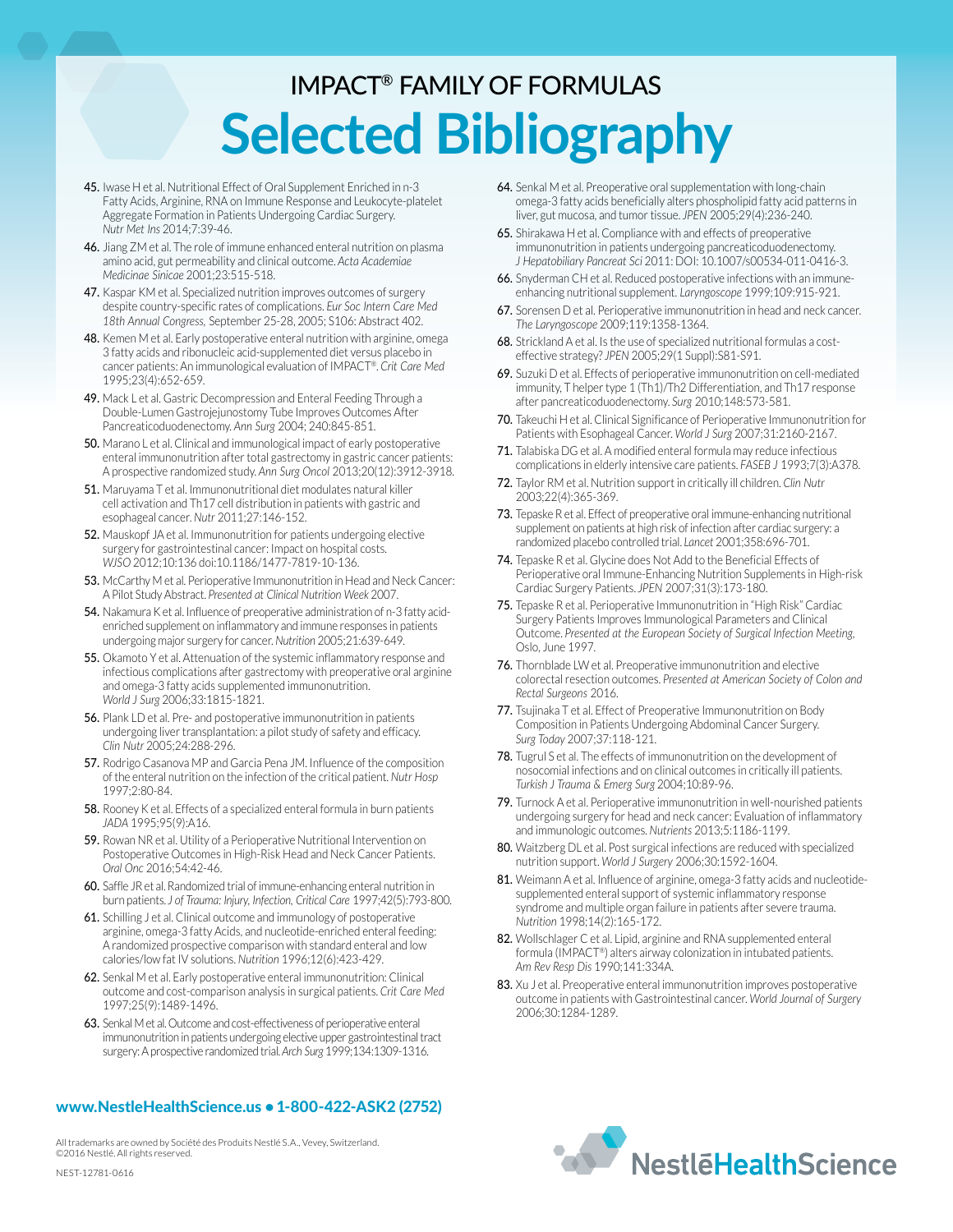# IMPACT® FAMILY OF FORMULAS

# Selected Bibliography

45. Iwase H et al. Nutritional Effect of Oral Supplement Enriched in n-3 Fatty Acids, Arginine, RNA on Immune Response and Leukocyte-platelet Aggregate Formation in Patients Undergoing Cardiac Surgery. *Nutr Met Ins* 2014;7:39-46.
46. Jiang ZM et al. The role of immune enhanced enteral nutrition on plasma amino acid, gut permeability and clinical outcome. *Acta Academiae Medicinae Sinicae* 2001;23:515-518.
47. Kaspar KM et al. Specialized nutrition improves outcomes of surgery despite country-specific rates of complications. *Eur Soc Intern Care Med 18th Annual Congress,* September 25-28, 2005; S106: Abstract 402.
48. Kemen M et al. Early postoperative enteral nutrition with arginine, omega 3 fatty acids and ribonucleic acid-supplemented diet versus placebo in cancer patients: An immunological evaluation of IMPACT®. *Crit Care Med* 1995;23(4):652-659.
49. Mack L et al. Gastric Decompression and Enteral Feeding Through a Double-Lumen Gastrojejunostomy Tube Improves Outcomes After Pancreaticoduodenectomy. *Ann Surg* 2004; 240:845-851.
50. Marano L et al. Clinical and immunological impact of early postoperative enteral immunonutrition after total gastrectomy in gastric cancer patients: A prospective randomized study. *Ann Surg Oncol* 2013;20(12):3912-3918.
51. Maruyama T et al. Immunonutritional diet modulates natural killer cell activation and Th17 cell distribution in patients with gastric and esophageal cancer. *Nutr* 2011;27:146-152.
52. Mauskopf JA et al. Immunonutrition for patients undergoing elective surgery for gastrointestinal cancer: Impact on hospital costs. *WJSO* 2012;10:136 doi:10.1186/1477-7819-10-136.
53. McCarthy M et al. Perioperative Immunonutrition in Head and Neck Cancer: A Pilot Study Abstract. *Presented at Clinical Nutrition Week* 2007.
54. Nakamura K et al. Influence of preoperative administration of n-3 fatty acid-enriched supplement on inflammatory and immune responses in patients undergoing major surgery for cancer. *Nutrition* 2005;21:639-649.
55. Okamoto Y et al. Attenuation of the systemic inflammatory response and infectious complications after gastrectomy with preoperative oral arginine and omega-3 fatty acids supplemented immunonutrition. *World J Surg* 2006;33:1815-1821.
56. Plank LD et al. Pre- and postoperative immunonutrition in patients undergoing liver transplantation: a pilot study of safety and efficacy. *Clin Nutr* 2005;24:288-296.
57. Rodrigo Casanova MP and Garcia Pena JM. Influence of the composition of the enteral nutrition on the infection of the critical patient. *Nutr Hosp* 1997;2:80-84.
58. Rooney K et al. Effects of a specialized enteral formula in burn patients *JADA* 1995;95(9):A16.
59. Rowan NR et al. Utility of a Perioperative Nutritional Intervention on Postoperative Outcomes in High-Risk Head and Neck Cancer Patients. *Oral Onc* 2016;54:42-46.
60. Saffle JR et al. Randomized trial of immune-enhancing enteral nutrition in burn patients. *J of Trauma: Injury, Infection, Critical Care* 1997;42(5):793-800.
61. Schilling J et al. Clinical outcome and immunology of postoperative arginine, omega-3 fatty Acids, and nucleotide-enriched enteral feeding: A randomized prospective comparison with standard enteral and low calories/low fat IV solutions. *Nutrition* 1996;12(6):423-429.
62. Senkal M et al. Early postoperative enteral immunonutrition: Clinical outcome and cost-comparison analysis in surgical patients. *Crit Care Med* 1997;25(9):1489-1496.
63. Senkal M et al. Outcome and cost-effectiveness of perioperative enteral immunonutrition in patients undergoing elective upper gastrointestinal tract surgery: A prospective randomized trial. *Arch Surg* 1999;134:1309-1316.
64. Senkal M et al. Preoperative oral supplementation with long-chain omega-3 fatty acids beneficially alters phospholipid fatty acid patterns in liver, gut mucosa, and tumor tissue. *JPEN* 2005;29(4):236-240.
65. Shirakawa H et al. Compliance with and effects of preoperative immunonutrition in patients undergoing pancreaticoduodenectomy. *J Hepatobiliary Pancreat Sci* 2011: DOI: 10.1007/s00534-011-0416-3.
66. Snyderman CH et al. Reduced postoperative infections with an immune-enhancing nutritional supplement. *Laryngoscope* 1999;109:915-921.
67. Sorensen D et al. Perioperative immunonutrition in head and neck cancer. *The Laryngoscope* 2009;119:1358-1364.
68. Strickland A et al. Is the use of specialized nutritional formulas a cost-effective strategy? *JPEN* 2005;29(1 Suppl):S81-S91.
69. Suzuki D et al. Effects of perioperative immunonutrition on cell-mediated immunity, T helper type 1 (Th1)/Th2 Differentiation, and Th17 response after pancreaticoduodenectomy. *Surg* 2010;148:573-581.
70. Takeuchi H et al. Clinical Significance of Perioperative Immunonutrition for Patients with Esophageal Cancer. *World J Surg* 2007;31:2160-2167.
71. Talabiska DG et al. A modified enteral formula may reduce infectious complications in elderly intensive care patients. *FASEB J* 1993;7(3):A378.
72. Taylor RM et al. Nutrition support in critically ill children. *Clin Nutr* 2003;22(4):365-369.
73. Tepaske R et al. Effect of preoperative oral immune-enhancing nutritional supplement on patients at high risk of infection after cardiac surgery: a randomized placebo controlled trial. *Lancet* 2001;358:696-701.
74. Tepaske R et al. Glycine does Not Add to the Beneficial Effects of Perioperative oral Immune-Enhancing Nutrition Supplements in High-risk Cardiac Surgery Patients. *JPEN* 2007;31(3):173-180.
75. Tepaske R et al. Perioperative Immunonutrition in "High Risk" Cardiac Surgery Patients Improves Immunological Parameters and Clinical Outcome. *Presented at the European Society of Surgical Infection Meeting,* Oslo, June 1997.
76. Thornblade LW et al. Preoperative immunonutrition and elective colorectal resection outcomes. *Presented at American Society of Colon and Rectal Surgeons* 2016.
77. Tsujinaka T et al. Effect of Preoperative Immunonutrition on Body Composition in Patients Undergoing Abdominal Cancer Surgery. *Surg Today* 2007;37:118-121.
78. Tugrul S et al. The effects of immunonutrition on the development of nosocomial infections and on clinical outcomes in critically ill patients. *Turkish J Trauma & Emerg Surg* 2004;10:89-96.
79. Turnock A et al. Perioperative immunonutrition in well-nourished patients undergoing surgery for head and neck cancer: Evaluation of inflammatory and immunologic outcomes. *Nutrients* 2013;5:1186-1199.
80. Waitzberg DL et al. Post surgical infections are reduced with specialized nutrition support. *World J Surgery* 2006;30:1592-1604.
81. Weimann A et al. Influence of arginine, omega-3 fatty acids and nucleotide-supplemented enteral support of systemic inflammatory response syndrome and multiple organ failure in patients after severe trauma. *Nutrition* 1998;14(2):165-172.
82. Wollschlager C et al. Lipid, arginine and RNA supplemented enteral formula (IMPACT®) alters airway colonization in intubated patients. *Am Rev Resp Dis* 1990;141:334A.
83. Xu J et al. Preoperative enteral immunonutrition improves postoperative outcome in patients with Gastrointestinal cancer. *World Journal of Surgery* 2006;30:1284-1289.

**www.NestleHealthScience.us • 1-800-422-ASK2 (2752)**

All trademarks are owned by Société des Produits Nestlé S.A., Vevey, Switzerland.
©2016 Nestlé. All rights reserved.

NEST-12781-0616

NestlēHealthScience